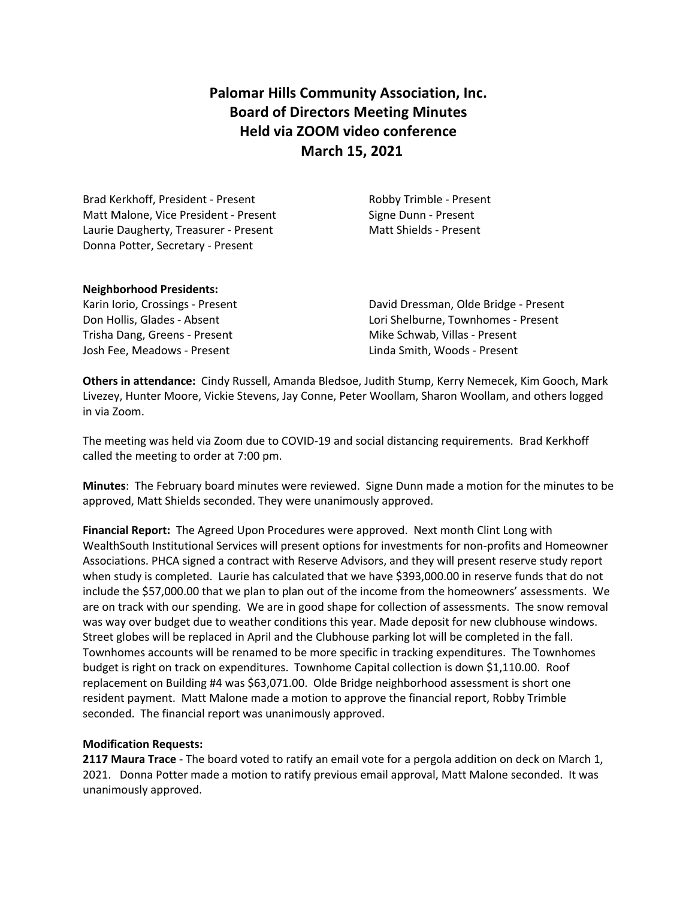# Palomar Hills Community Association, Inc.
## Board of Directors Meeting Minutes
## Held via ZOOM video conference
## March 15, 2021

Brad Kerkhoff, President - Present
Matt Malone, Vice President - Present
Laurie Daugherty, Treasurer - Present
Donna Potter, Secretary - Present
Robby Trimble - Present
Signe Dunn - Present
Matt Shields - Present

**Neighborhood Presidents:**

Karin Iorio, Crossings - Present
Don Hollis, Glades - Absent
Trisha Dang, Greens - Present
Josh Fee, Meadows - Present
David Dressman, Olde Bridge - Present
Lori Shelburne, Townhomes - Present
Mike Schwab, Villas - Present
Linda Smith, Woods - Present

**Others in attendance:** Cindy Russell, Amanda Bledsoe, Judith Stump, Kerry Nemecek, Kim Gooch, Mark Livezey, Hunter Moore, Vickie Stevens, Jay Conne, Peter Woollam, Sharon Woollam, and others logged in via Zoom.

The meeting was held via Zoom due to COVID-19 and social distancing requirements. Brad Kerkhoff called the meeting to order at 7:00 pm.

**Minutes**: The February board minutes were reviewed. Signe Dunn made a motion for the minutes to be approved, Matt Shields seconded. They were unanimously approved.

**Financial Report:** The Agreed Upon Procedures were approved. Next month Clint Long with WealthSouth Institutional Services will present options for investments for non-profits and Homeowner Associations. PHCA signed a contract with Reserve Advisors, and they will present reserve study report when study is completed. Laurie has calculated that we have $393,000.00 in reserve funds that do not include the $57,000.00 that we plan to plan out of the income from the homeowners' assessments. We are on track with our spending. We are in good shape for collection of assessments. The snow removal was way over budget due to weather conditions this year. Made deposit for new clubhouse windows. Street globes will be replaced in April and the Clubhouse parking lot will be completed in the fall. Townhomes accounts will be renamed to be more specific in tracking expenditures. The Townhomes budget is right on track on expenditures. Townhome Capital collection is down $1,110.00. Roof replacement on Building #4 was $63,071.00. Olde Bridge neighborhood assessment is short one resident payment. Matt Malone made a motion to approve the financial report, Robby Trimble seconded. The financial report was unanimously approved.

**Modification Requests:**

**2117 Maura Trace** - The board voted to ratify an email vote for a pergola addition on deck on March 1, 2021. Donna Potter made a motion to ratify previous email approval, Matt Malone seconded. It was unanimously approved.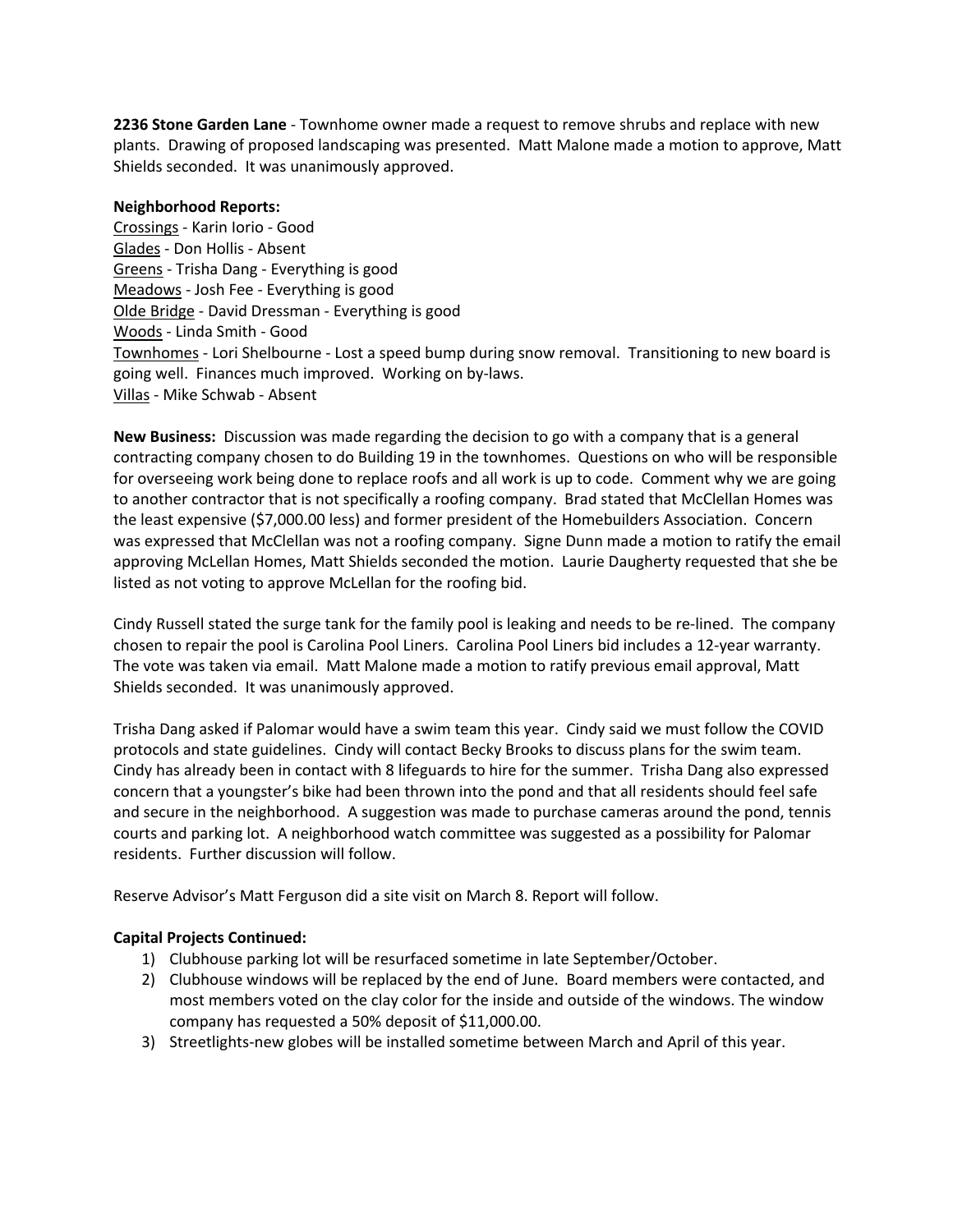**2236 Stone Garden Lane** - Townhome owner made a request to remove shrubs and replace with new plants. Drawing of proposed landscaping was presented. Matt Malone made a motion to approve, Matt Shields seconded. It was unanimously approved.

**Neighborhood Reports:**

Crossings - Karin Iorio - Good
Glades - Don Hollis - Absent
Greens - Trisha Dang - Everything is good
Meadows - Josh Fee - Everything is good
Olde Bridge - David Dressman - Everything is good
Woods - Linda Smith - Good
Townhomes - Lori Shelbourne - Lost a speed bump during snow removal. Transitioning to new board is going well. Finances much improved. Working on by-laws.
Villas - Mike Schwab - Absent

**New Business:** Discussion was made regarding the decision to go with a company that is a general contracting company chosen to do Building 19 in the townhomes. Questions on who will be responsible for overseeing work being done to replace roofs and all work is up to code. Comment why we are going to another contractor that is not specifically a roofing company. Brad stated that McClellan Homes was the least expensive ($7,000.00 less) and former president of the Homebuilders Association. Concern was expressed that McClellan was not a roofing company. Signe Dunn made a motion to ratify the email approving McLellan Homes, Matt Shields seconded the motion. Laurie Daugherty requested that she be listed as not voting to approve McLellan for the roofing bid.

Cindy Russell stated the surge tank for the family pool is leaking and needs to be re-lined. The company chosen to repair the pool is Carolina Pool Liners. Carolina Pool Liners bid includes a 12-year warranty. The vote was taken via email. Matt Malone made a motion to ratify previous email approval, Matt Shields seconded. It was unanimously approved.

Trisha Dang asked if Palomar would have a swim team this year. Cindy said we must follow the COVID protocols and state guidelines. Cindy will contact Becky Brooks to discuss plans for the swim team. Cindy has already been in contact with 8 lifeguards to hire for the summer. Trisha Dang also expressed concern that a youngster's bike had been thrown into the pond and that all residents should feel safe and secure in the neighborhood. A suggestion was made to purchase cameras around the pond, tennis courts and parking lot. A neighborhood watch committee was suggested as a possibility for Palomar residents. Further discussion will follow.

Reserve Advisor's Matt Ferguson did a site visit on March 8. Report will follow.

**Capital Projects Continued:**

1) Clubhouse parking lot will be resurfaced sometime in late September/October.
2) Clubhouse windows will be replaced by the end of June. Board members were contacted, and most members voted on the clay color for the inside and outside of the windows. The window company has requested a 50% deposit of $11,000.00.
3) Streetlights-new globes will be installed sometime between March and April of this year.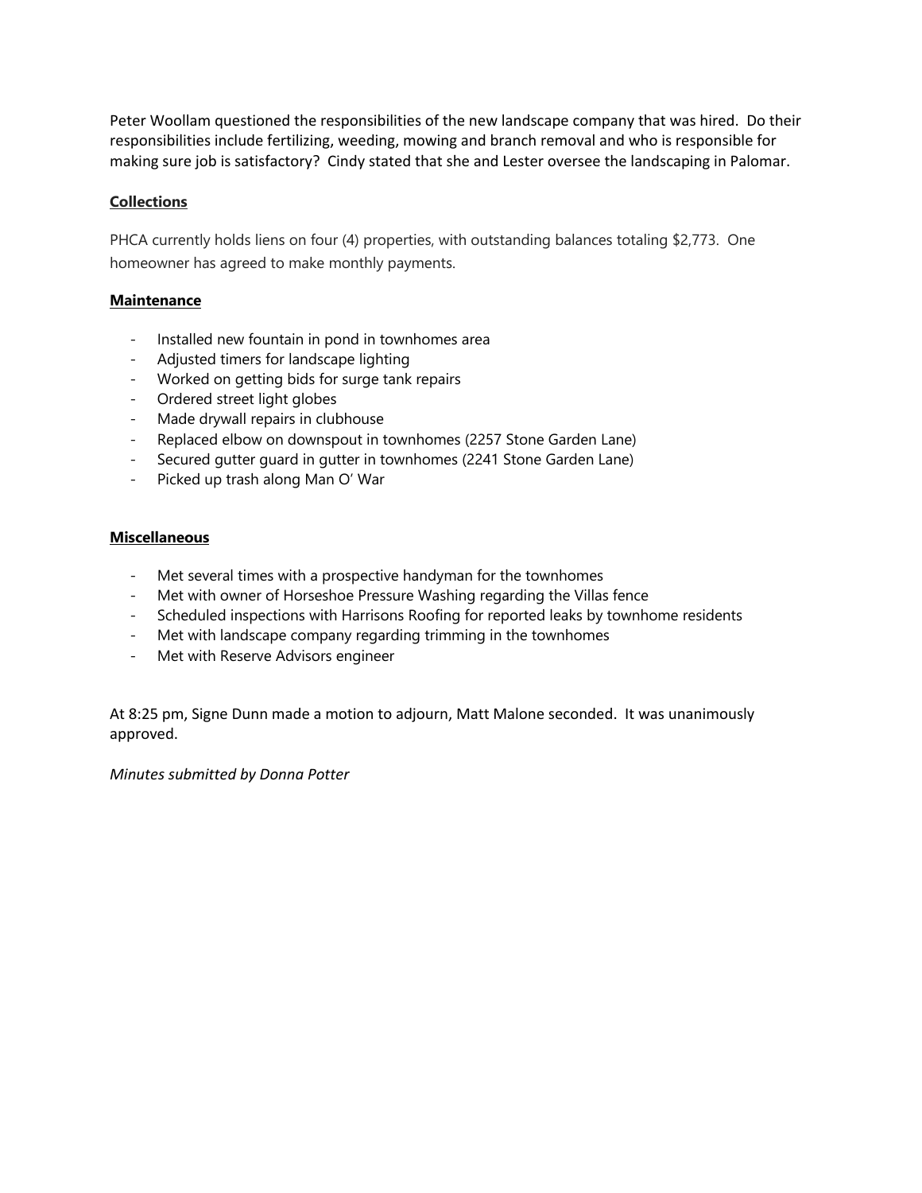Peter Woollam questioned the responsibilities of the new landscape company that was hired. Do their responsibilities include fertilizing, weeding, mowing and branch removal and who is responsible for making sure job is satisfactory? Cindy stated that she and Lester oversee the landscaping in Palomar.

**Collections**

PHCA currently holds liens on four (4) properties, with outstanding balances totaling $2,773. One homeowner has agreed to make monthly payments.

**Maintenance**

- Installed new fountain in pond in townhomes area
- Adjusted timers for landscape lighting
- Worked on getting bids for surge tank repairs
- Ordered street light globes
- Made drywall repairs in clubhouse
- Replaced elbow on downspout in townhomes (2257 Stone Garden Lane)
- Secured gutter guard in gutter in townhomes (2241 Stone Garden Lane)
- Picked up trash along Man O' War

**Miscellaneous**

- Met several times with a prospective handyman for the townhomes
- Met with owner of Horseshoe Pressure Washing regarding the Villas fence
- Scheduled inspections with Harrisons Roofing for reported leaks by townhome residents
- Met with landscape company regarding trimming in the townhomes
- Met with Reserve Advisors engineer

At 8:25 pm, Signe Dunn made a motion to adjourn, Matt Malone seconded. It was unanimously approved.

*Minutes submitted by Donna Potter*